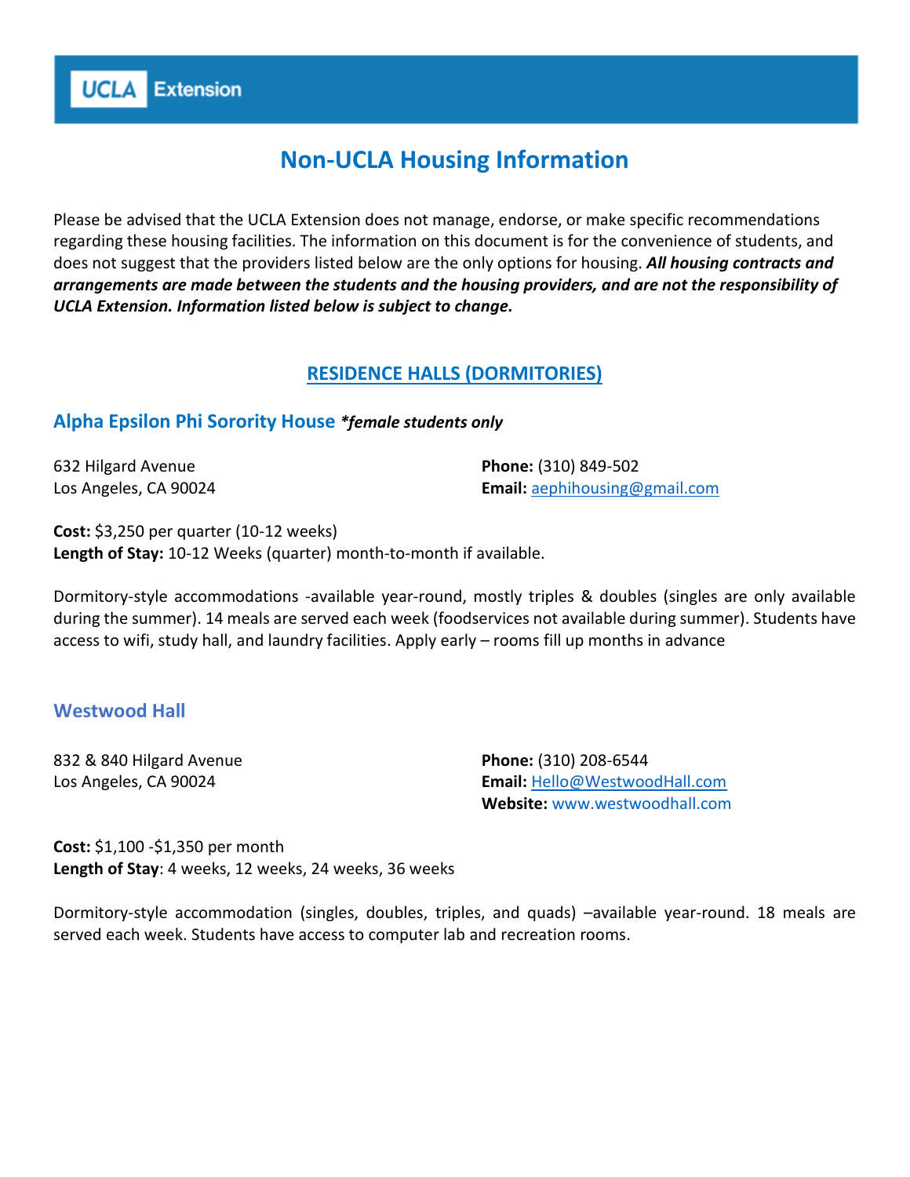UCLA Extension

# Non-UCLA Housing Information

Please be advised that the UCLA Extension does not manage, endorse, or make specific recommendations regarding these housing facilities. The information on this document is for the convenience of students, and does not suggest that the providers listed below are the only options for housing. ***All housing contracts and arrangements are made between the students and the housing providers, and are not the responsibility of UCLA Extension. Information listed below is subject to change.***

## RESIDENCE HALLS (DORMITORIES)

### Alpha Epsilon Phi Sorority House ***\*female students only***

632 Hilgard Avenue
Los Angeles, CA 90024

**Phone:** (310) 849-502
**Email:** aephihousing@gmail.com

**Cost:** $3,250 per quarter (10-12 weeks)
**Length of Stay:** 10-12 Weeks (quarter) month-to-month if available.

Dormitory-style accommodations -available year-round, mostly triples & doubles (singles are only available during the summer). 14 meals are served each week (foodservices not available during summer). Students have access to wifi, study hall, and laundry facilities. Apply early – rooms fill up months in advance

### Westwood Hall

832 & 840 Hilgard Avenue
Los Angeles, CA 90024

**Phone:** (310) 208-6544
**Email:** Hello@WestwoodHall.com
**Website:** www.westwoodhall.com

**Cost:** $1,100 -$1,350 per month
**Length of Stay**: 4 weeks, 12 weeks, 24 weeks, 36 weeks

Dormitory-style accommodation (singles, doubles, triples, and quads) –available year-round. 18 meals are served each week. Students have access to computer lab and recreation rooms.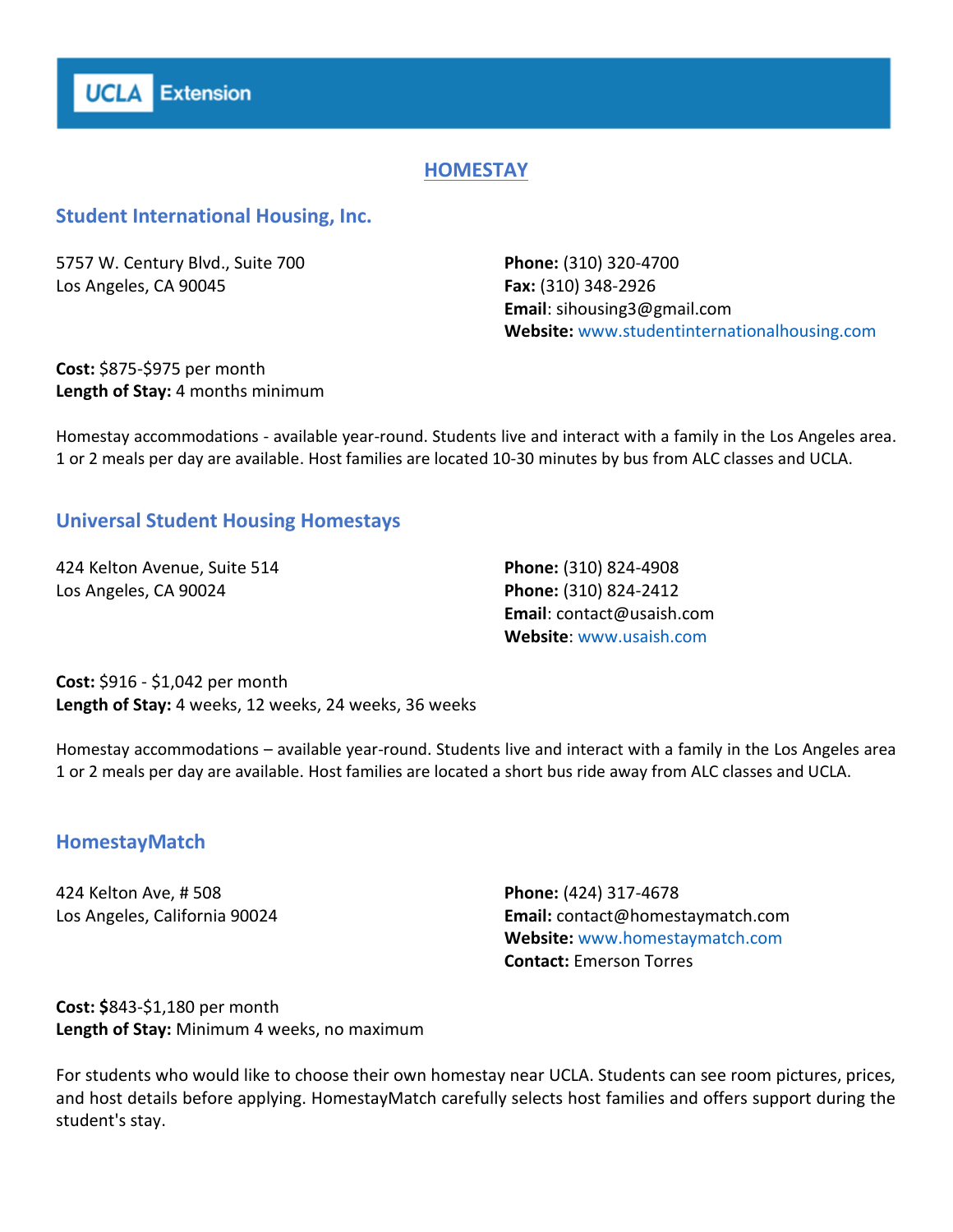UCLA Extension

# HOMESTAY

## Student International Housing, Inc.

5757 W. Century Blvd., Suite 700
Los Angeles, CA 90045

**Phone:** (310) 320-4700
**Fax:** (310) 348-2926
**Email**: sihousing3@gmail.com
**Website:** www.studentinternationalhousing.com

**Cost:** $875-$975 per month
**Length of Stay:** 4 months minimum

Homestay accommodations - available year-round. Students live and interact with a family in the Los Angeles area. 1 or 2 meals per day are available. Host families are located 10-30 minutes by bus from ALC classes and UCLA.

## Universal Student Housing Homestays

424 Kelton Avenue, Suite 514
Los Angeles, CA 90024

**Phone:** (310) 824-4908
**Phone:** (310) 824-2412
**Email**: contact@usaish.com
**Website**: www.usaish.com

**Cost:** $916 - $1,042 per month
**Length of Stay:** 4 weeks, 12 weeks, 24 weeks, 36 weeks

Homestay accommodations – available year-round. Students live and interact with a family in the Los Angeles area 1 or 2 meals per day are available. Host families are located a short bus ride away from ALC classes and UCLA.

## HomestayMatch

424 Kelton Ave, # 508
Los Angeles, California 90024

**Phone:** (424) 317-4678
**Email:** contact@homestaymatch.com
**Website:** www.homestaymatch.com
**Contact:** Emerson Torres

**Cost: $**843-$1,180 per month
**Length of Stay:** Minimum 4 weeks, no maximum

For students who would like to choose their own homestay near UCLA. Students can see room pictures, prices, and host details before applying. HomestayMatch carefully selects host families and offers support during the student's stay.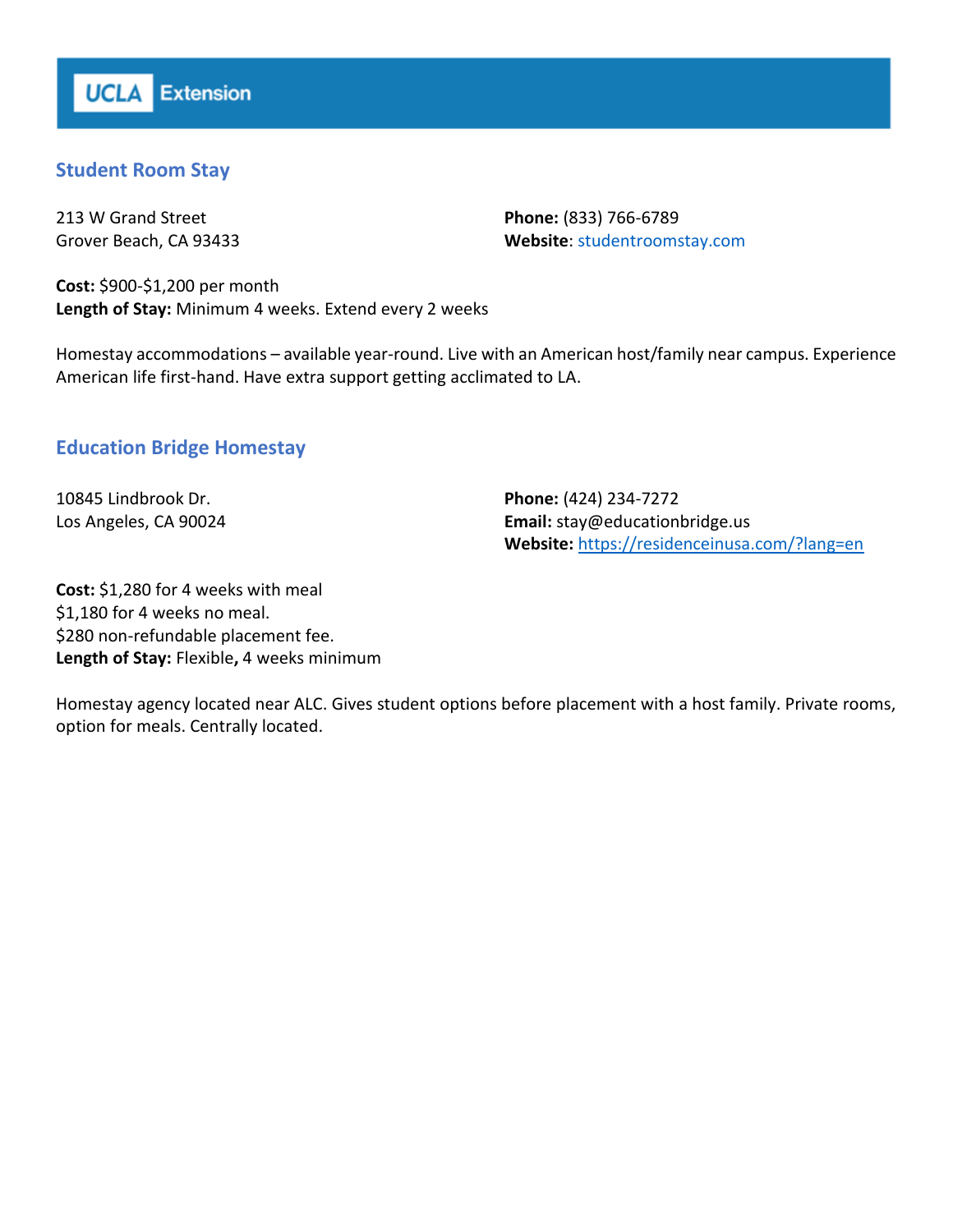UCLA Extension

## Student Room Stay

213 W Grand Street
Grover Beach, CA 93433

**Phone:** (833) 766-6789
**Website**: studentroomstay.com

**Cost:** $900-$1,200 per month
**Length of Stay:** Minimum 4 weeks. Extend every 2 weeks

Homestay accommodations – available year-round. Live with an American host/family near campus. Experience American life first-hand. Have extra support getting acclimated to LA.

## Education Bridge Homestay

10845 Lindbrook Dr.
Los Angeles, CA 90024

**Phone:** (424) 234-7272
**Email:** stay@educationbridge.us
**Website:** https://residenceinusa.com/?lang=en

**Cost:** $1,280 for 4 weeks with meal
$1,180 for 4 weeks no meal.
$280 non-refundable placement fee.
**Length of Stay:** Flexible**,** 4 weeks minimum

Homestay agency located near ALC. Gives student options before placement with a host family. Private rooms, option for meals. Centrally located.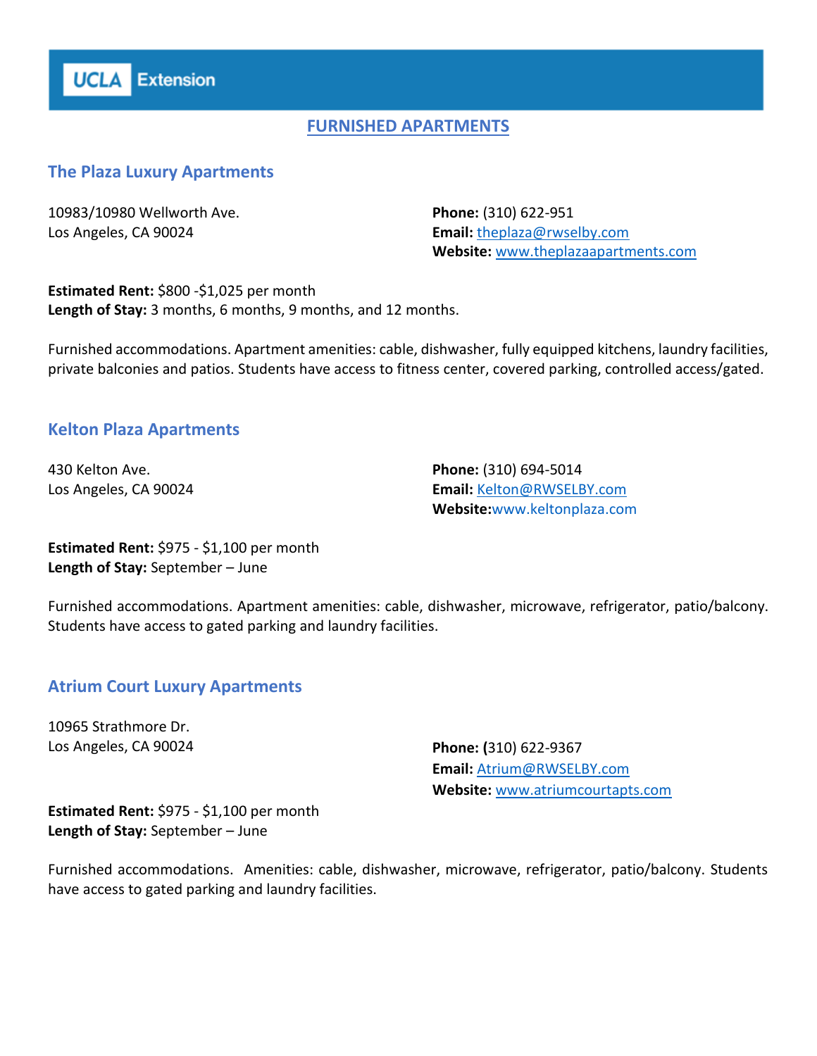UCLA Extension

## FURNISHED APARTMENTS

### The Plaza Luxury Apartments

10983/10980 Wellworth Ave.
Los Angeles, CA 90024

**Phone:** (310) 622-951
**Email:** theplaza@rwselby.com
**Website:** www.theplazaapartments.com

**Estimated Rent:** $800 -$1,025 per month
**Length of Stay:** 3 months, 6 months, 9 months, and 12 months.

Furnished accommodations. Apartment amenities: cable, dishwasher, fully equipped kitchens, laundry facilities, private balconies and patios. Students have access to fitness center, covered parking, controlled access/gated.

### Kelton Plaza Apartments

430 Kelton Ave.
Los Angeles, CA 90024

**Phone:** (310) 694-5014
**Email:** Kelton@RWSELBY.com
**Website:**www.keltonplaza.com

**Estimated Rent:** $975 - $1,100 per month
**Length of Stay:** September – June

Furnished accommodations. Apartment amenities: cable, dishwasher, microwave, refrigerator, patio/balcony. Students have access to gated parking and laundry facilities.

### Atrium Court Luxury Apartments

10965 Strathmore Dr.
Los Angeles, CA 90024

**Phone: (**310) 622-9367
**Email:** Atrium@RWSELBY.com
**Website:** www.atriumcourtapts.com

**Estimated Rent:** $975 - $1,100 per month
**Length of Stay:** September – June

Furnished accommodations. Amenities: cable, dishwasher, microwave, refrigerator, patio/balcony. Students have access to gated parking and laundry facilities.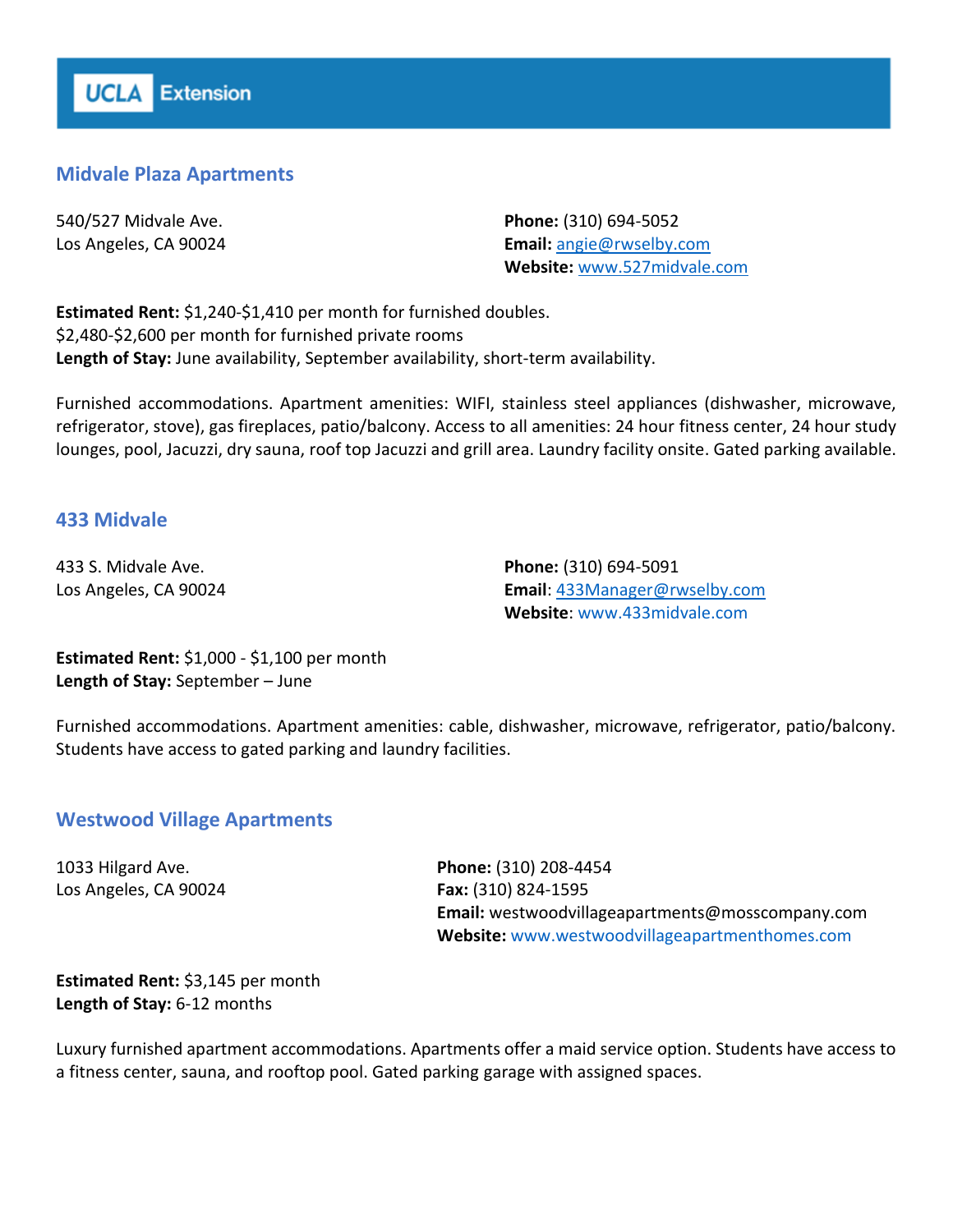## Midvale Plaza Apartments

540/527 Midvale Ave.
Los Angeles, CA 90024

**Phone:** (310) 694-5052
**Email:** angie@rwselby.com
**Website:** www.527midvale.com

**Estimated Rent:** $1,240-$1,410 per month for furnished doubles.
$2,480-$2,600 per month for furnished private rooms
**Length of Stay:** June availability, September availability, short-term availability.

Furnished accommodations. Apartment amenities: WIFI, stainless steel appliances (dishwasher, microwave, refrigerator, stove), gas fireplaces, patio/balcony. Access to all amenities: 24 hour fitness center, 24 hour study lounges, pool, Jacuzzi, dry sauna, roof top Jacuzzi and grill area. Laundry facility onsite. Gated parking available.

## 433 Midvale

433 S. Midvale Ave.
Los Angeles, CA 90024

**Phone:** (310) 694-5091
**Email**: 433Manager@rwselby.com
**Website**: www.433midvale.com

**Estimated Rent:** $1,000 - $1,100 per month
**Length of Stay:** September – June

Furnished accommodations. Apartment amenities: cable, dishwasher, microwave, refrigerator, patio/balcony. Students have access to gated parking and laundry facilities.

## Westwood Village Apartments

1033 Hilgard Ave.
Los Angeles, CA 90024

**Phone:** (310) 208-4454
**Fax:** (310) 824-1595
**Email:** westwoodvillageapartments@mosscompany.com
**Website:** www.westwoodvillageapartmenthomes.com

**Estimated Rent:** $3,145 per month
**Length of Stay:** 6-12 months

Luxury furnished apartment accommodations. Apartments offer a maid service option. Students have access to a fitness center, sauna, and rooftop pool. Gated parking garage with assigned spaces.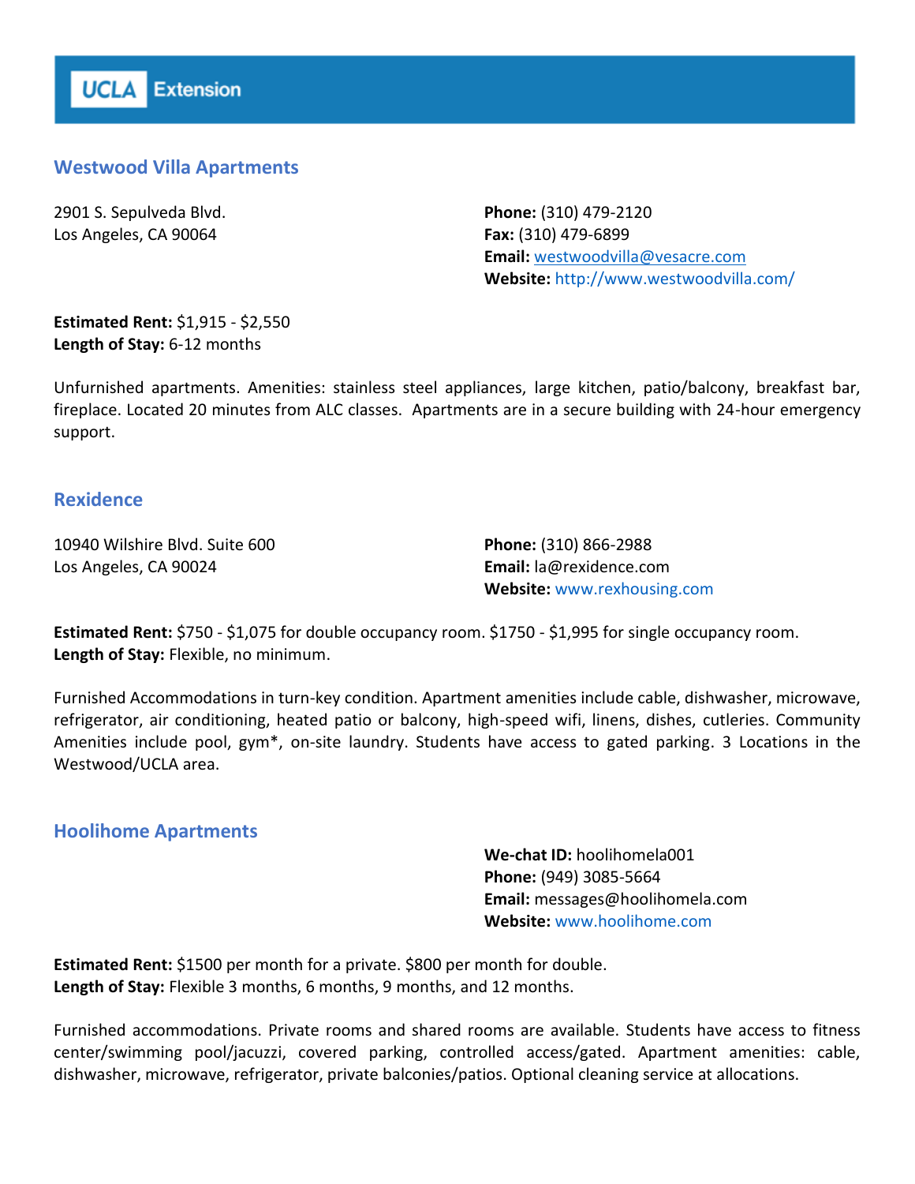## Westwood Villa Apartments

2901 S. Sepulveda Blvd.
Los Angeles, CA 90064

**Phone:** (310) 479-2120
**Fax:** (310) 479-6899
**Email:** westwoodvilla@vesacre.com
**Website:** http://www.westwoodvilla.com/

**Estimated Rent:** $1,915 - $2,550
**Length of Stay:** 6-12 months

Unfurnished apartments. Amenities: stainless steel appliances, large kitchen, patio/balcony, breakfast bar, fireplace. Located 20 minutes from ALC classes. Apartments are in a secure building with 24-hour emergency support.

## Rexidence

10940 Wilshire Blvd. Suite 600
Los Angeles, CA 90024

**Phone:** (310) 866-2988
**Email:** la@rexidence.com
**Website:** www.rexhousing.com

**Estimated Rent:** $750 - $1,075 for double occupancy room. $1750 - $1,995 for single occupancy room.
**Length of Stay:** Flexible, no minimum.

Furnished Accommodations in turn-key condition. Apartment amenities include cable, dishwasher, microwave, refrigerator, air conditioning, heated patio or balcony, high-speed wifi, linens, dishes, cutleries. Community Amenities include pool, gym*, on-site laundry. Students have access to gated parking. 3 Locations in the Westwood/UCLA area.

## Hoolihome Apartments

**We-chat ID:** hoolihomela001
**Phone:** (949) 3085-5664
**Email:** messages@hoolihomela.com
**Website:** www.hoolihome.com

**Estimated Rent:** $1500 per month for a private. $800 per month for double.
**Length of Stay:** Flexible 3 months, 6 months, 9 months, and 12 months.

Furnished accommodations. Private rooms and shared rooms are available. Students have access to fitness center/swimming pool/jacuzzi, covered parking, controlled access/gated. Apartment amenities: cable, dishwasher, microwave, refrigerator, private balconies/patios. Optional cleaning service at allocations.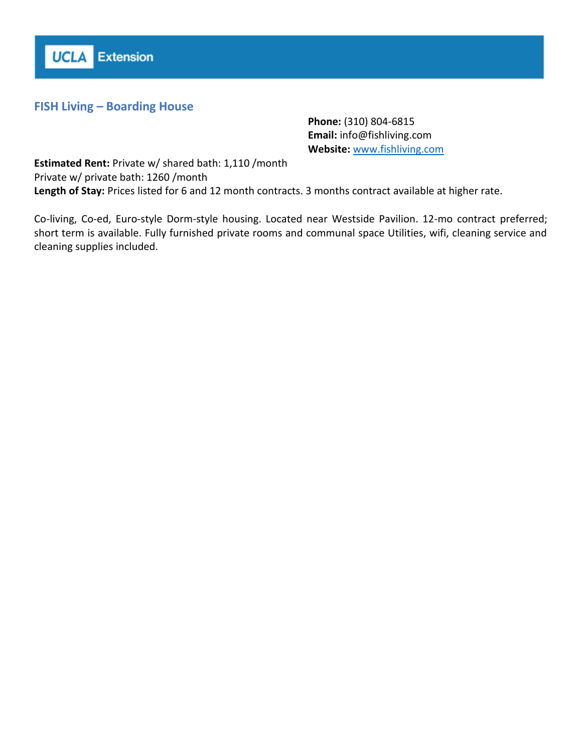UCLA Extension

## FISH Living – Boarding House

**Phone:** (310) 804-6815
**Email:** info@fishliving.com
**Website:** www.fishliving.com

**Estimated Rent:** Private w/ shared bath: 1,110 /month
Private w/ private bath: 1260 /month
**Length of Stay:** Prices listed for 6 and 12 month contracts. 3 months contract available at higher rate.

Co-living, Co-ed, Euro-style Dorm-style housing. Located near Westside Pavilion. 12-mo contract preferred; short term is available. Fully furnished private rooms and communal space Utilities, wifi, cleaning service and cleaning supplies included.